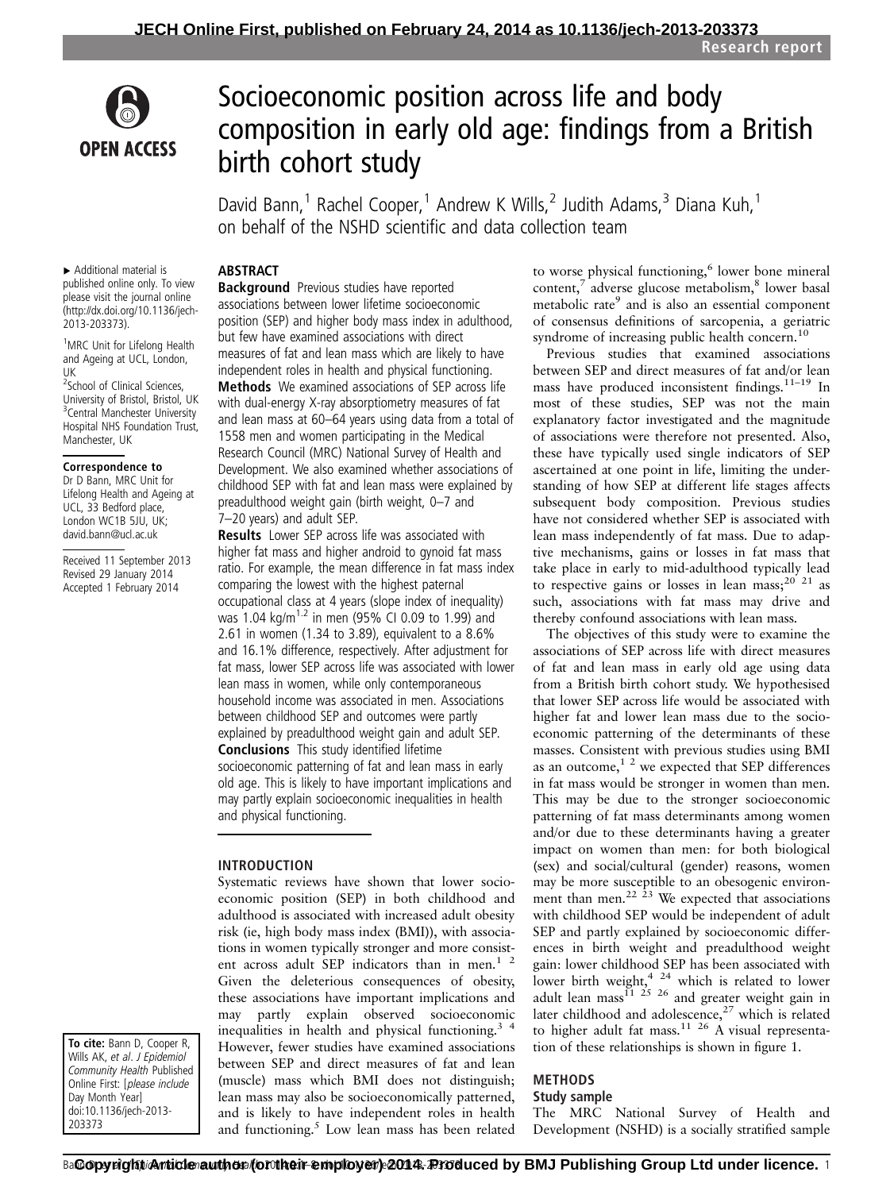Research report

# Socioeconomic position across life and body composition in early old age: findings from a British birth cohort study

David Bann,[1] Rachel Cooper,[1] Andrew K Wills,[2] Judith Adams,[3] Diana Kuh,[1] on behalf of the NSHD scientific and data collection team

▸ Additional material is published online only. To view please visit the journal online (http://dx.doi.org/10.1136/jech-2013-203373).

[1]MRC Unit for Lifelong Health and Ageing at UCL, London, UK
[2]School of Clinical Sciences, University of Bristol, Bristol, UK
[3]Central Manchester University Hospital NHS Foundation Trust, Manchester, UK

**Correspondence to**
Dr D Bann, MRC Unit for Lifelong Health and Ageing at UCL, 33 Bedford place, London WC1B 5JU, UK; david.bann@ucl.ac.uk

Received 11 September 2013
Revised 29 January 2014
Accepted 1 February 2014

**To cite:** Bann D, Cooper R, Wills AK, *et al*. *J Epidemiol Community Health* Published Online First: [*please include Day Month Year*] doi:10.1136/jech-2013-203373

## ABSTRACT

**Background** Previous studies have reported associations between lower lifetime socioeconomic position (SEP) and higher body mass index in adulthood, but few have examined associations with direct measures of fat and lean mass which are likely to have independent roles in health and physical functioning.

**Methods** We examined associations of SEP across life with dual-energy X-ray absorptiometry measures of fat and lean mass at 60–64 years using data from a total of 1558 men and women participating in the Medical Research Council (MRC) National Survey of Health and Development. We also examined whether associations of childhood SEP with fat and lean mass were explained by preadulthood weight gain (birth weight, 0–7 and 7–20 years) and adult SEP.

**Results** Lower SEP across life was associated with higher fat mass and higher android to gynoid fat mass ratio. For example, the mean difference in fat mass index comparing the lowest with the highest paternal occupational class at 4 years (slope index of inequality) was 1.04 kg/m$^{1.2}$ in men (95% CI 0.09 to 1.99) and 2.61 in women (1.34 to 3.89), equivalent to a 8.6% and 16.1% difference, respectively. After adjustment for fat mass, lower SEP across life was associated with lower lean mass in women, while only contemporaneous household income was associated in men. Associations between childhood SEP and outcomes were partly explained by preadulthood weight gain and adult SEP.

**Conclusions** This study identified lifetime socioeconomic patterning of fat and lean mass in early old age. This is likely to have important implications and may partly explain socioeconomic inequalities in health and physical functioning.

## INTRODUCTION

Systematic reviews have shown that lower socioeconomic position (SEP) in both childhood and adulthood is associated with increased adult obesity risk (ie, high body mass index (BMI)), with associations in women typically stronger and more consistent across adult SEP indicators than in men.[1,2] Given the deleterious consequences of obesity, these associations have important implications and may partly explain observed socioeconomic inequalities in health and physical functioning.[3,4] However, fewer studies have examined associations between SEP and direct measures of fat and lean (muscle) mass which BMI does not distinguish; lean mass may also be socioeconomically patterned, and is likely to have independent roles in health and functioning.[5] Low lean mass has been related to worse physical functioning,[6] lower bone mineral content,[7] adverse glucose metabolism,[8] lower basal metabolic rate[9] and is also an essential component of consensus definitions of sarcopenia, a geriatric syndrome of increasing public health concern.[10]

Previous studies that examined associations between SEP and direct measures of fat and/or lean mass have produced inconsistent findings.[11–19] In most of these studies, SEP was not the main explanatory factor investigated and the magnitude of associations were therefore not presented. Also, these have typically used single indicators of SEP ascertained at one point in life, limiting the understanding of how SEP at different life stages affects subsequent body composition. Previous studies have not considered whether SEP is associated with lean mass independently of fat mass. Due to adaptive mechanisms, gains or losses in fat mass that take place in early to mid-adulthood typically lead to respective gains or losses in lean mass;[20,21] as such, associations with fat mass may drive and thereby confound associations with lean mass.

The objectives of this study were to examine the associations of SEP across life with direct measures of fat and lean mass in early old age using data from a British birth cohort study. We hypothesised that lower SEP across life would be associated with higher fat and lower lean mass due to the socioeconomic patterning of the determinants of these masses. Consistent with previous studies using BMI as an outcome,[1,2] we expected that SEP differences in fat mass would be stronger in women than men. This may be due to the stronger socioeconomic patterning of fat mass determinants among women and/or due to these determinants having a greater impact on women than men: for both biological (sex) and social/cultural (gender) reasons, women may be more susceptible to an obesogenic environment than men.[22,23] We expected that associations with childhood SEP would be independent of adult SEP and partly explained by socioeconomic differences in birth weight and preadulthood weight gain: lower childhood SEP has been associated with lower birth weight,[4,24] which is related to lower adult lean mass[11,25,26] and greater weight gain in later childhood and adolescence,[27] which is related to higher adult fat mass.[11,26] A visual representation of these relationships is shown in figure 1.

## METHODS

### Study sample

The MRC National Survey of Health and Development (NSHD) is a socially stratified sample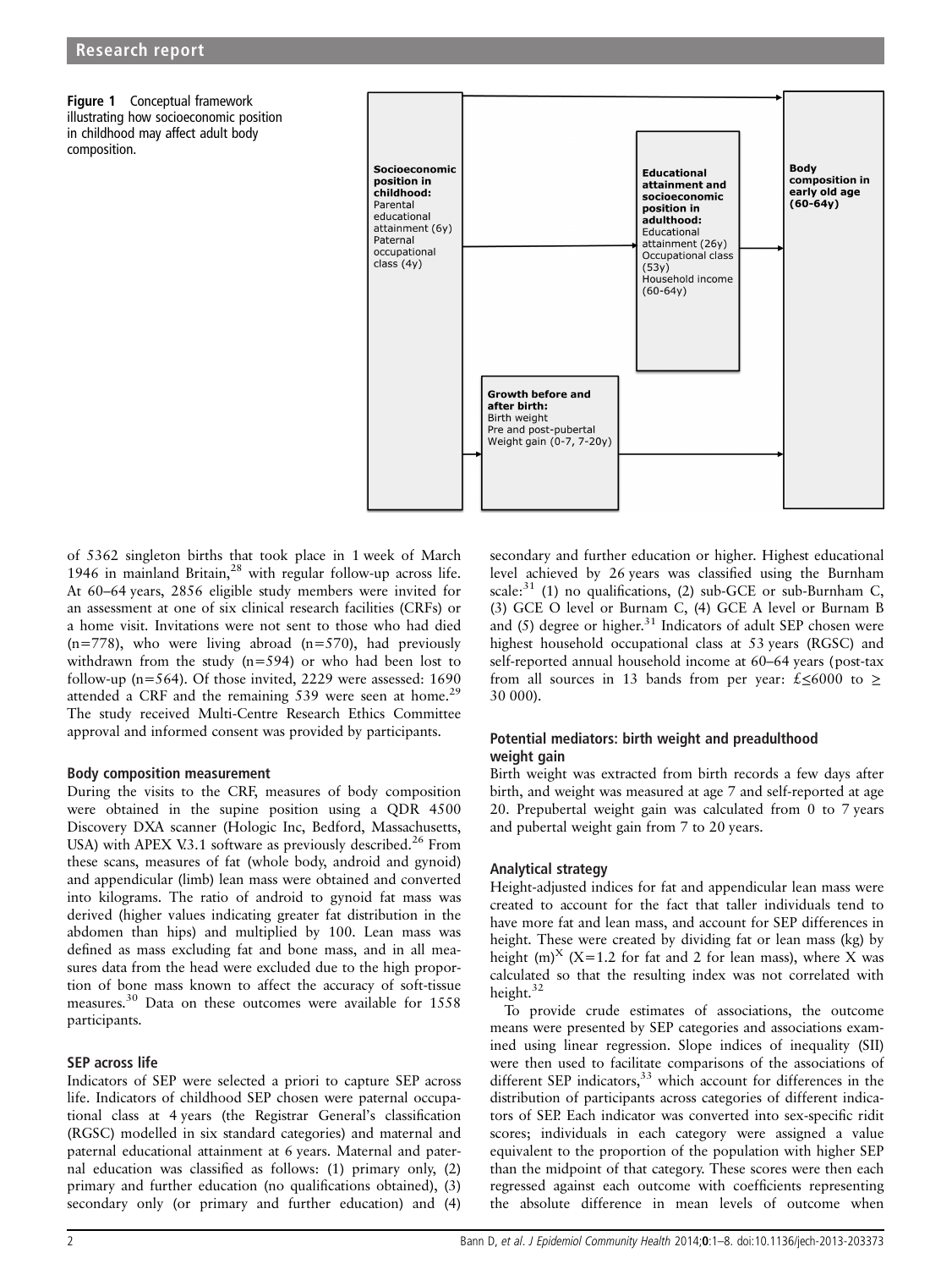**Figure 1** Conceptual framework illustrating how socioeconomic position in childhood may affect adult body composition.

**Socioeconomic position in childhood:** Parental educational attainment (6y) Paternal occupational class (4y)

**Educational attainment and socioeconomic position in adulthood:** Educational attainment (26y) Occupational class (53y) Household income (60-64y)

**Body composition in early old age (60-64y)**

**Growth before and after birth:** Birth weight Pre and post-pubertal Weight gain (0-7, 7-20y)

of 5362 singleton births that took place in 1 week of March 1946 in mainland Britain,[28] with regular follow-up across life. At 60–64 years, 2856 eligible study members were invited for an assessment at one of six clinical research facilities (CRFs) or a home visit. Invitations were not sent to those who had died (n=778), who were living abroad (n=570), had previously withdrawn from the study (n=594) or who had been lost to follow-up (n=564). Of those invited, 2229 were assessed: 1690 attended a CRF and the remaining 539 were seen at home.[29] The study received Multi-Centre Research Ethics Committee approval and informed consent was provided by participants.

### Body composition measurement

During the visits to the CRF, measures of body composition were obtained in the supine position using a QDR 4500 Discovery DXA scanner (Hologic Inc, Bedford, Massachusetts, USA) with APEX V.3.1 software as previously described.[26] From these scans, measures of fat (whole body, android and gynoid) and appendicular (limb) lean mass were obtained and converted into kilograms. The ratio of android to gynoid fat mass was derived (higher values indicating greater fat distribution in the abdomen than hips) and multiplied by 100. Lean mass was defined as mass excluding fat and bone mass, and in all measures data from the head were excluded due to the high proportion of bone mass known to affect the accuracy of soft-tissue measures.[30] Data on these outcomes were available for 1558 participants.

### SEP across life

Indicators of SEP were selected a priori to capture SEP across life. Indicators of childhood SEP chosen were paternal occupational class at 4 years (the Registrar General's classification (RGSC) modelled in six standard categories) and maternal and paternal educational attainment at 6 years. Maternal and paternal education was classified as follows: (1) primary only, (2) primary and further education (no qualifications obtained), (3) secondary only (or primary and further education) and (4) secondary and further education or higher. Highest educational level achieved by 26 years was classified using the Burnham scale:[31] (1) no qualifications, (2) sub-GCE or sub-Burnham C, (3) GCE O level or Burnam C, (4) GCE A level or Burnam B and (5) degree or higher.[31] Indicators of adult SEP chosen were highest household occupational class at 53 years (RGSC) and self-reported annual household income at 60–64 years (post-tax from all sources in 13 bands from per year: £≤6000 to ≥ 30 000).

### Potential mediators: birth weight and preadulthood weight gain

Birth weight was extracted from birth records a few days after birth, and weight was measured at age 7 and self-reported at age 20. Prepubertal weight gain was calculated from 0 to 7 years and pubertal weight gain from 7 to 20 years.

### Analytical strategy

Height-adjusted indices for fat and appendicular lean mass were created to account for the fact that taller individuals tend to have more fat and lean mass, and account for SEP differences in height. These were created by dividing fat or lean mass (kg) by height (m)$^X$ ($X$=1.2 for fat and 2 for lean mass), where $X$ was calculated so that the resulting index was not correlated with height.[32]

To provide crude estimates of associations, the outcome means were presented by SEP categories and associations examined using linear regression. Slope indices of inequality (SII) were then used to facilitate comparisons of the associations of different SEP indicators,[33] which account for differences in the distribution of participants across categories of different indicators of SEP. Each indicator was converted into sex-specific ridit scores; individuals in each category were assigned a value equivalent to the proportion of the population with higher SEP than the midpoint of that category. These scores were then each regressed against each outcome with coefficients representing the absolute difference in mean levels of outcome when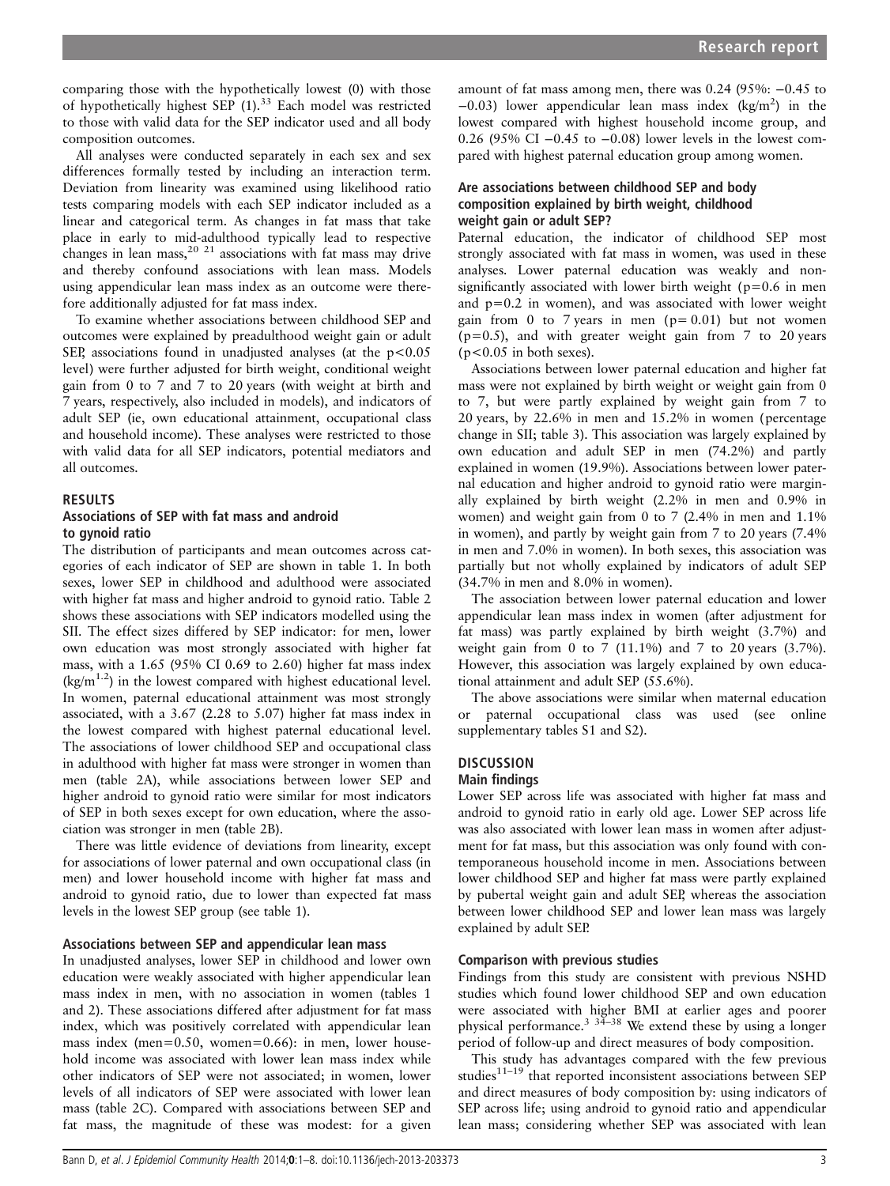comparing those with the hypothetically lowest (0) with those of hypothetically highest SEP (1).[33] Each model was restricted to those with valid data for the SEP indicator used and all body composition outcomes.

All analyses were conducted separately in each sex and sex differences formally tested by including an interaction term. Deviation from linearity was examined using likelihood ratio tests comparing models with each SEP indicator included as a linear and categorical term. As changes in fat mass that take place in early to mid-adulthood typically lead to respective changes in lean mass,[20 21] associations with fat mass may drive and thereby confound associations with lean mass. Models using appendicular lean mass index as an outcome were therefore additionally adjusted for fat mass index.

To examine whether associations between childhood SEP and outcomes were explained by preadulthood weight gain or adult SEP, associations found in unadjusted analyses (at the $p<0.05$ level) were further adjusted for birth weight, conditional weight gain from 0 to 7 and 7 to 20 years (with weight at birth and 7 years, respectively, also included in models), and indicators of adult SEP (ie, own educational attainment, occupational class and household income). These analyses were restricted to those with valid data for all SEP indicators, potential mediators and all outcomes.

## RESULTS

### Associations of SEP with fat mass and android to gynoid ratio

The distribution of participants and mean outcomes across categories of each indicator of SEP are shown in table 1. In both sexes, lower SEP in childhood and adulthood were associated with higher fat mass and higher android to gynoid ratio. Table 2 shows these associations with SEP indicators modelled using the SII. The effect sizes differed by SEP indicator: for men, lower own education was most strongly associated with higher fat mass, with a 1.65 (95% CI 0.69 to 2.60) higher fat mass index ($kg/m^{1.2}$) in the lowest compared with highest educational level. In women, paternal educational attainment was most strongly associated, with a 3.67 (2.28 to 5.07) higher fat mass index in the lowest compared with highest paternal educational level. The associations of lower childhood SEP and occupational class in adulthood with higher fat mass were stronger in women than men (table 2A), while associations between lower SEP and higher android to gynoid ratio were similar for most indicators of SEP in both sexes except for own education, where the association was stronger in men (table 2B).

There was little evidence of deviations from linearity, except for associations of lower paternal and own occupational class (in men) and lower household income with higher fat mass and android to gynoid ratio, due to lower than expected fat mass levels in the lowest SEP group (see table 1).

### Associations between SEP and appendicular lean mass

In unadjusted analyses, lower SEP in childhood and lower own education were weakly associated with higher appendicular lean mass index in men, with no association in women (tables 1 and 2). These associations differed after adjustment for fat mass index, which was positively correlated with appendicular lean mass index (men=0.50, women=0.66): in men, lower household income was associated with lower lean mass index while other indicators of SEP were not associated; in women, lower levels of all indicators of SEP were associated with lower lean mass (table 2C). Compared with associations between SEP and fat mass, the magnitude of these was modest: for a given amount of fat mass among men, there was 0.24 (95%: −0.45 to −0.03) lower appendicular lean mass index ($kg/m^2$) in the lowest compared with highest household income group, and 0.26 (95% CI −0.45 to −0.08) lower levels in the lowest compared with highest paternal education group among women.

### Are associations between childhood SEP and body composition explained by birth weight, childhood weight gain or adult SEP?

Paternal education, the indicator of childhood SEP most strongly associated with fat mass in women, was used in these analyses. Lower paternal education was weakly and nonsignificantly associated with lower birth weight ($p=0.6$ in men and $p=0.2$ in women), and was associated with lower weight gain from 0 to 7 years in men ($p=0.01$) but not women ($p=0.5$), and with greater weight gain from 7 to 20 years ($p<0.05$ in both sexes).

Associations between lower paternal education and higher fat mass were not explained by birth weight or weight gain from 0 to 7, but were partly explained by weight gain from 7 to 20 years, by 22.6% in men and 15.2% in women (percentage change in SII; table 3). This association was largely explained by own education and adult SEP in men (74.2%) and partly explained in women (19.9%). Associations between lower paternal education and higher android to gynoid ratio were marginally explained by birth weight (2.2% in men and 0.9% in women) and weight gain from 0 to 7 (2.4% in men and 1.1% in women), and partly by weight gain from 7 to 20 years (7.4% in men and 7.0% in women). In both sexes, this association was partially but not wholly explained by indicators of adult SEP (34.7% in men and 8.0% in women).

The association between lower paternal education and lower appendicular lean mass index in women (after adjustment for fat mass) was partly explained by birth weight (3.7%) and weight gain from 0 to 7 (11.1%) and 7 to 20 years (3.7%). However, this association was largely explained by own educational attainment and adult SEP (55.6%).

The above associations were similar when maternal education or paternal occupational class was used (see online supplementary tables S1 and S2).

## DISCUSSION

### Main findings

Lower SEP across life was associated with higher fat mass and android to gynoid ratio in early old age. Lower SEP across life was also associated with lower lean mass in women after adjustment for fat mass, but this association was only found with contemporaneous household income in men. Associations between lower childhood SEP and higher fat mass were partly explained by pubertal weight gain and adult SEP, whereas the association between lower childhood SEP and lower lean mass was largely explained by adult SEP.

### Comparison with previous studies

Findings from this study are consistent with previous NSHD studies which found lower childhood SEP and own education were associated with higher BMI at earlier ages and poorer physical performance.[3 34–38] We extend these by using a longer period of follow-up and direct measures of body composition.

This study has advantages compared with the few previous studies[11–19] that reported inconsistent associations between SEP and direct measures of body composition by: using indicators of SEP across life; using android to gynoid ratio and appendicular lean mass; considering whether SEP was associated with lean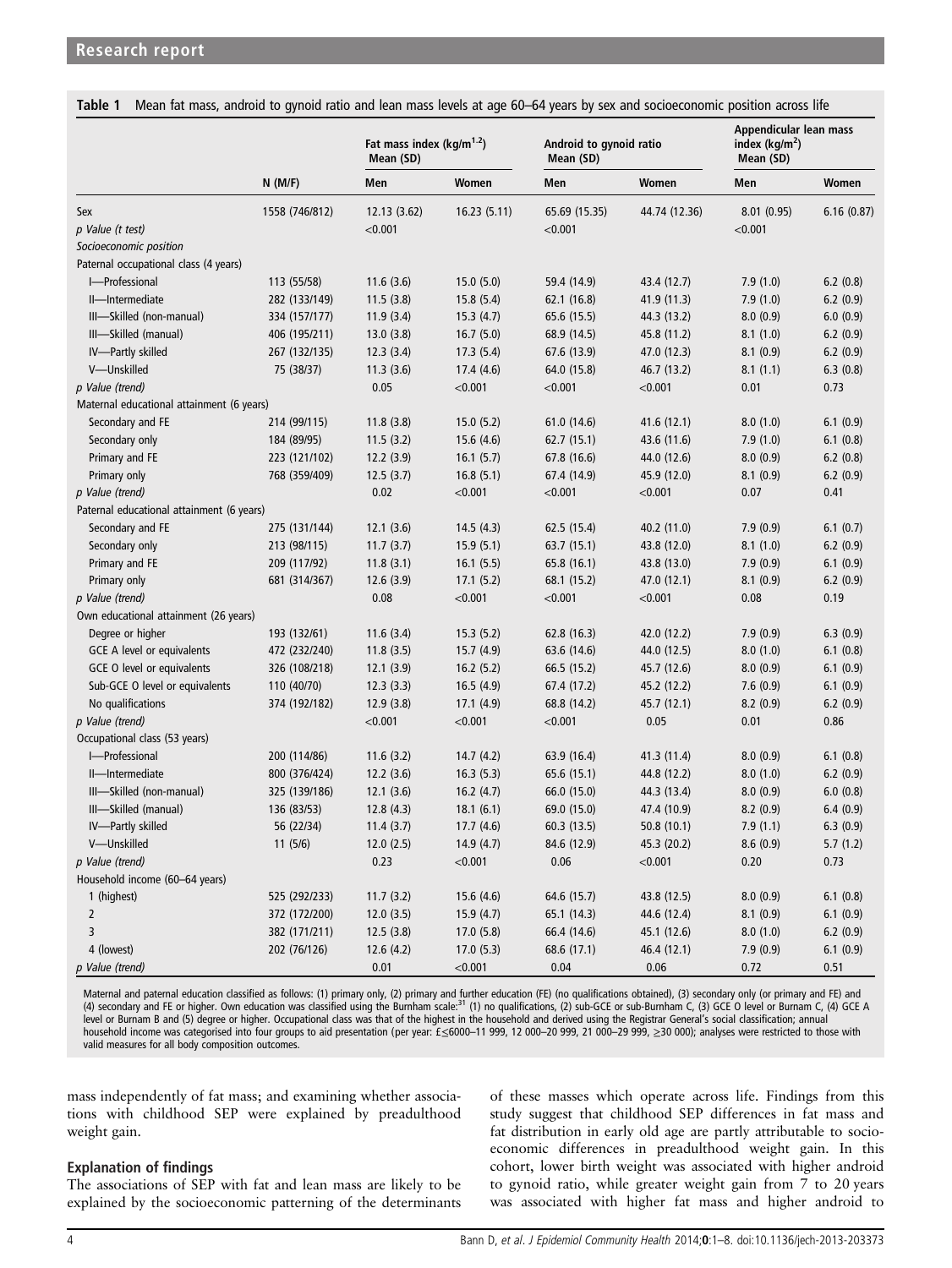**Table 1** Mean fat mass, android to gynoid ratio and lean mass levels at age 60–64 years by sex and socioeconomic position across life

| | N (M/F) | Fat mass index (kg/m$^{1.2}$) Mean (SD) | | Android to gynoid ratio Mean (SD) | | Appendicular lean mass index (kg/m$^2$) Mean (SD) | |
|---|---|---|---|---|---|---|---|
| | | Men | Women | Men | Women | Men | Women |
| Sex | 1558 (746/812) | 12.13 (3.62) | 16.23 (5.11) | 65.69 (15.35) | 44.74 (12.36) | 8.01 (0.95) | 6.16 (0.87) |
| *p Value (t test)* | | <0.001 | | <0.001 | | <0.001 | |
| *Socioeconomic position* | | | | | | | |
| Paternal occupational class (4 years) | | | | | | | |
| I—Professional | 113 (55/58) | 11.6 (3.6) | 15.0 (5.0) | 59.4 (14.9) | 43.4 (12.7) | 7.9 (1.0) | 6.2 (0.8) |
| II—Intermediate | 282 (133/149) | 11.5 (3.8) | 15.8 (5.4) | 62.1 (16.8) | 41.9 (11.3) | 7.9 (1.0) | 6.2 (0.9) |
| III—Skilled (non-manual) | 334 (157/177) | 11.9 (3.4) | 15.3 (4.7) | 65.6 (15.5) | 44.3 (13.2) | 8.0 (0.9) | 6.0 (0.9) |
| III—Skilled (manual) | 406 (195/211) | 13.0 (3.8) | 16.7 (5.0) | 68.9 (14.5) | 45.8 (11.2) | 8.1 (1.0) | 6.2 (0.9) |
| IV—Partly skilled | 267 (132/135) | 12.3 (3.4) | 17.3 (5.4) | 67.6 (13.9) | 47.0 (12.3) | 8.1 (0.9) | 6.2 (0.9) |
| V—Unskilled | 75 (38/37) | 11.3 (3.6) | 17.4 (4.6) | 64.0 (15.8) | 46.7 (13.2) | 8.1 (1.1) | 6.3 (0.8) |
| *p Value (trend)* | | 0.05 | <0.001 | <0.001 | <0.001 | 0.01 | 0.73 |
| Maternal educational attainment (6 years) | | | | | | | |
| Secondary and FE | 214 (99/115) | 11.8 (3.8) | 15.0 (5.2) | 61.0 (14.6) | 41.6 (12.1) | 8.0 (1.0) | 6.1 (0.9) |
| Secondary only | 184 (89/95) | 11.5 (3.2) | 15.6 (4.6) | 62.7 (15.1) | 43.6 (11.6) | 7.9 (1.0) | 6.1 (0.8) |
| Primary and FE | 223 (121/102) | 12.2 (3.9) | 16.1 (5.7) | 67.8 (16.6) | 44.0 (12.6) | 8.0 (0.9) | 6.2 (0.8) |
| Primary only | 768 (359/409) | 12.5 (3.7) | 16.8 (5.1) | 67.4 (14.9) | 45.9 (12.0) | 8.1 (0.9) | 6.2 (0.9) |
| *p Value (trend)* | | 0.02 | <0.001 | <0.001 | <0.001 | 0.07 | 0.41 |
| Paternal educational attainment (6 years) | | | | | | | |
| Secondary and FE | 275 (131/144) | 12.1 (3.6) | 14.5 (4.3) | 62.5 (15.4) | 40.2 (11.0) | 7.9 (0.9) | 6.1 (0.7) |
| Secondary only | 213 (98/115) | 11.7 (3.7) | 15.9 (5.1) | 63.7 (15.1) | 43.8 (12.0) | 8.1 (1.0) | 6.2 (0.9) |
| Primary and FE | 209 (117/92) | 11.8 (3.1) | 16.1 (5.5) | 65.8 (16.1) | 43.8 (13.0) | 7.9 (0.9) | 6.1 (0.9) |
| Primary only | 681 (314/367) | 12.6 (3.9) | 17.1 (5.2) | 68.1 (15.2) | 47.0 (12.1) | 8.1 (0.9) | 6.2 (0.9) |
| *p Value (trend)* | | 0.08 | <0.001 | <0.001 | <0.001 | 0.08 | 0.19 |
| Own educational attainment (26 years) | | | | | | | |
| Degree or higher | 193 (132/61) | 11.6 (3.4) | 15.3 (5.2) | 62.8 (16.3) | 42.0 (12.2) | 7.9 (0.9) | 6.3 (0.9) |
| GCE A level or equivalents | 472 (232/240) | 11.8 (3.5) | 15.7 (4.9) | 63.6 (14.6) | 44.0 (12.5) | 8.0 (1.0) | 6.1 (0.8) |
| GCE O level or equivalents | 326 (108/218) | 12.1 (3.9) | 16.2 (5.2) | 66.5 (15.2) | 45.7 (12.6) | 8.0 (0.9) | 6.1 (0.9) |
| Sub-GCE O level or equivalents | 110 (40/70) | 12.3 (3.3) | 16.5 (4.9) | 67.4 (17.2) | 45.2 (12.2) | 7.6 (0.9) | 6.1 (0.9) |
| No qualifications | 374 (192/182) | 12.9 (3.8) | 17.1 (4.9) | 68.8 (14.2) | 45.7 (12.1) | 8.2 (0.9) | 6.2 (0.9) |
| *p Value (trend)* | | <0.001 | <0.001 | <0.001 | 0.05 | 0.01 | 0.86 |
| Occupational class (53 years) | | | | | | | |
| I—Professional | 200 (114/86) | 11.6 (3.2) | 14.7 (4.2) | 63.9 (16.4) | 41.3 (11.4) | 8.0 (0.9) | 6.1 (0.8) |
| II—Intermediate | 800 (376/424) | 12.2 (3.6) | 16.3 (5.3) | 65.6 (15.1) | 44.8 (12.2) | 8.0 (1.0) | 6.2 (0.9) |
| III—Skilled (non-manual) | 325 (139/186) | 12.1 (3.6) | 16.2 (4.7) | 66.0 (15.0) | 44.3 (13.4) | 8.0 (0.9) | 6.0 (0.8) |
| III—Skilled (manual) | 136 (83/53) | 12.8 (4.3) | 18.1 (6.1) | 69.0 (15.0) | 47.4 (10.9) | 8.2 (0.9) | 6.4 (0.9) |
| IV—Partly skilled | 56 (22/34) | 11.4 (3.7) | 17.7 (4.6) | 60.3 (13.5) | 50.8 (10.1) | 7.9 (1.1) | 6.3 (0.9) |
| V—Unskilled | 11 (5/6) | 12.0 (2.5) | 14.9 (4.7) | 84.6 (12.9) | 45.3 (20.2) | 8.6 (0.9) | 5.7 (1.2) |
| *p Value (trend)* | | 0.23 | <0.001 | 0.06 | <0.001 | 0.20 | 0.73 |
| Household income (60–64 years) | | | | | | | |
| 1 (highest) | 525 (292/233) | 11.7 (3.2) | 15.6 (4.6) | 64.6 (15.7) | 43.8 (12.5) | 8.0 (0.9) | 6.1 (0.8) |
| 2 | 372 (172/200) | 12.0 (3.5) | 15.9 (4.7) | 65.1 (14.3) | 44.6 (12.4) | 8.1 (0.9) | 6.1 (0.9) |
| 3 | 382 (171/211) | 12.5 (3.8) | 17.0 (5.8) | 66.4 (14.6) | 45.1 (12.6) | 8.0 (1.0) | 6.2 (0.9) |
| 4 (lowest) | 202 (76/126) | 12.6 (4.2) | 17.0 (5.3) | 68.6 (17.1) | 46.4 (12.1) | 7.9 (0.9) | 6.1 (0.9) |
| *p Value (trend)* | | 0.01 | <0.001 | 0.04 | 0.06 | 0.72 | 0.51 |

Maternal and paternal education classified as follows: (1) primary only, (2) primary and further education (FE) (no qualifications obtained), (3) secondary only (or primary and FE) and (4) secondary and FE or higher. Own education was classified using the Burnham scale:[31] (1) no qualifications, (2) sub-GCE or sub-Burnham C, (3) GCE O level or Burnam C, (4) GCE A level or Burnam B and (5) degree or higher. Occupational class was that of the highest in the household and derived using the Registrar General's social classification; annual household income was categorised into four groups to aid presentation (per year: £≤6000–11 999, 12 000–20 999, 21 000–29 999, ≥30 000); analyses were restricted to those with valid measures for all body composition outcomes.

mass independently of fat mass; and examining whether associations with childhood SEP were explained by preadulthood weight gain.

## Explanation of findings

The associations of SEP with fat and lean mass are likely to be explained by the socioeconomic patterning of the determinants of these masses which operate across life. Findings from this study suggest that childhood SEP differences in fat mass and fat distribution in early old age are partly attributable to socioeconomic differences in preadulthood weight gain. In this cohort, lower birth weight was associated with higher android to gynoid ratio, while greater weight gain from 7 to 20 years was associated with higher fat mass and higher android to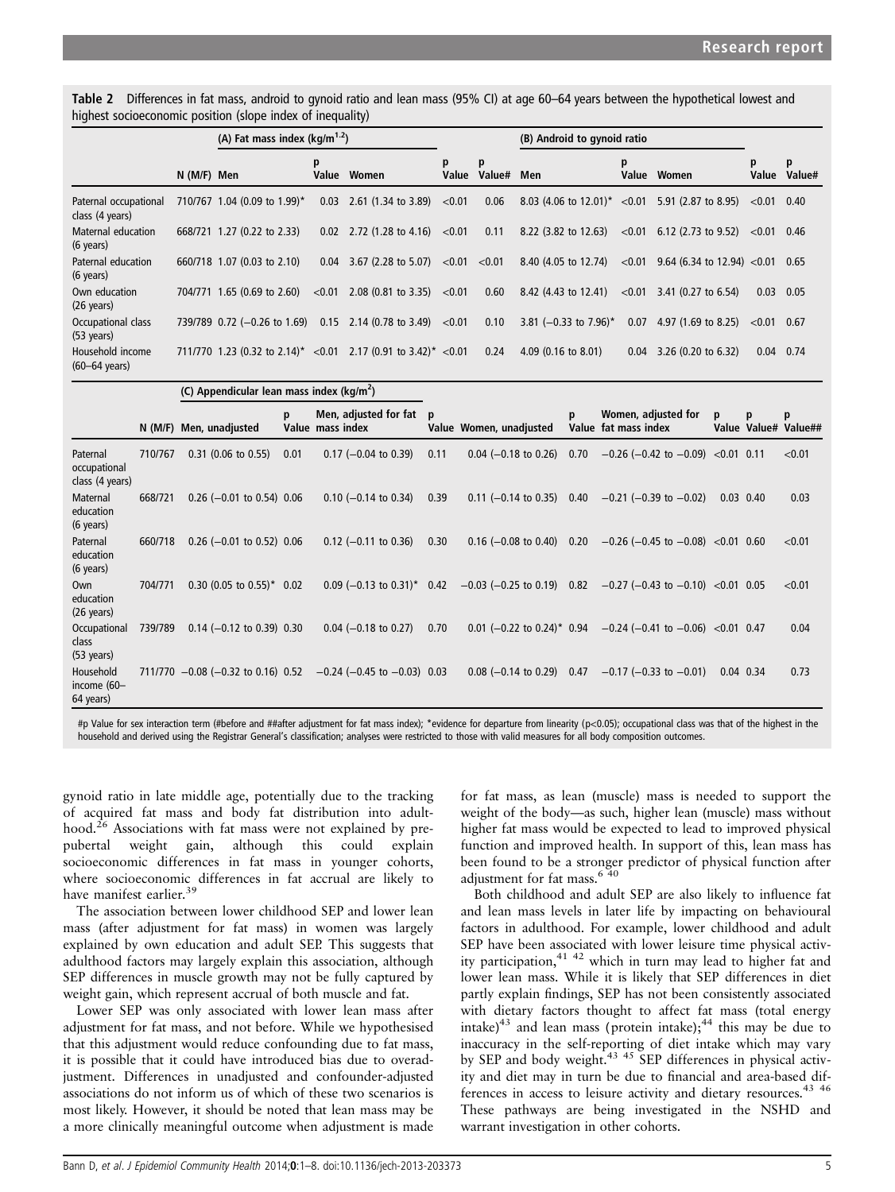**Table 2** Differences in fat mass, android to gynoid ratio and lean mass (95% CI) at age 60–64 years between the hypothetical lowest and highest socioeconomic position (slope index of inequality)

| | | (A) Fat mass index (kg/m$^{1.2}$) | | | | | (B) Android to gynoid ratio | | | | |
|---|---|---|---|---|---|---|---|---|---|---|---|
| | N (M/F) | Men | p Value | Women | p Value | p Value# | Men | p Value | Women | p Value | p Value# |
| Paternal occupational class (4 years) | 710/767 | 1.04 (0.09 to 1.99)* | 0.03 | 2.61 (1.34 to 3.89) | <0.01 | 0.06 | 8.03 (4.06 to 12.01)* | <0.01 | 5.91 (2.87 to 8.95) | <0.01 | 0.40 |
| Maternal education (6 years) | 668/721 | 1.27 (0.22 to 2.33) | 0.02 | 2.72 (1.28 to 4.16) | <0.01 | 0.11 | 8.22 (3.82 to 12.63) | <0.01 | 6.12 (2.73 to 9.52) | <0.01 | 0.46 |
| Paternal education (6 years) | 660/718 | 1.07 (0.03 to 2.10) | 0.04 | 3.67 (2.28 to 5.07) | <0.01 | <0.01 | 8.40 (4.05 to 12.74) | <0.01 | 9.64 (6.34 to 12.94) | <0.01 | 0.65 |
| Own education (26 years) | 704/771 | 1.65 (0.69 to 2.60) | <0.01 | 2.08 (0.81 to 3.35) | <0.01 | 0.60 | 8.42 (4.43 to 12.41) | <0.01 | 3.41 (0.27 to 6.54) | 0.03 | 0.05 |
| Occupational class (53 years) | 739/789 | 0.72 (−0.26 to 1.69) | 0.15 | 2.14 (0.78 to 3.49) | <0.01 | 0.10 | 3.81 (−0.33 to 7.96)* | 0.07 | 4.97 (1.69 to 8.25) | <0.01 | 0.67 |
| Household income (60–64 years) | 711/770 | 1.23 (0.32 to 2.14)* | <0.01 | 2.17 (0.91 to 3.42)* | <0.01 | 0.24 | 4.09 (0.16 to 8.01) | 0.04 | 3.26 (0.20 to 6.32) | 0.04 | 0.74 |

| | | (C) Appendicular lean mass index (kg/m$^2$) | | | | | | | | | |
|---|---|---|---|---|---|---|---|---|---|---|---|
| | N (M/F) | Men, unadjusted | p Value | Men, adjusted for fat mass index | p Value | Women, unadjusted | p Value | Women, adjusted for fat mass index | p Value | p Value# | p Value## |
| Paternal occupational class (4 years) | 710/767 | 0.31 (0.06 to 0.55) | 0.01 | 0.17 (−0.04 to 0.39) | 0.11 | 0.04 (−0.18 to 0.26) | 0.70 | −0.26 (−0.42 to −0.09) | <0.01 | 0.11 | <0.01 |
| Maternal education (6 years) | 668/721 | 0.26 (−0.01 to 0.54) | 0.06 | 0.10 (−0.14 to 0.34) | 0.39 | 0.11 (−0.14 to 0.35) | 0.40 | −0.21 (−0.39 to −0.02) | 0.03 | 0.40 | 0.03 |
| Paternal education (6 years) | 660/718 | 0.26 (−0.01 to 0.52) | 0.06 | 0.12 (−0.11 to 0.36) | 0.30 | 0.16 (−0.08 to 0.40) | 0.20 | −0.26 (−0.45 to −0.08) | <0.01 | 0.60 | <0.01 |
| Own education (26 years) | 704/771 | 0.30 (0.05 to 0.55)* | 0.02 | 0.09 (−0.13 to 0.31)* | 0.42 | −0.03 (−0.25 to 0.19) | 0.82 | −0.27 (−0.43 to −0.10) | <0.01 | 0.05 | <0.01 |
| Occupational class (53 years) | 739/789 | 0.14 (−0.12 to 0.39) | 0.30 | 0.04 (−0.18 to 0.27) | 0.70 | 0.01 (−0.22 to 0.24)* | 0.94 | −0.24 (−0.41 to −0.06) | <0.01 | 0.47 | 0.04 |
| Household income (60–64 years) | 711/770 | −0.08 (−0.32 to 0.16) | 0.52 | −0.24 (−0.45 to −0.03) | 0.03 | 0.08 (−0.14 to 0.29) | 0.47 | −0.17 (−0.33 to −0.01) | 0.04 | 0.34 | 0.73 |

#p Value for sex interaction term (#before and ##after adjustment for fat mass index); *evidence for departure from linearity ($p<0.05$); occupational class was that of the highest in the household and derived using the Registrar General's classification; analyses were restricted to those with valid measures for all body composition outcomes.

gynoid ratio in late middle age, potentially due to the tracking of acquired fat mass and body fat distribution into adulthood.[26] Associations with fat mass were not explained by prepubertal weight gain, although this could explain socioeconomic differences in fat mass in younger cohorts, where socioeconomic differences in fat accrual are likely to have manifest earlier.[39]

The association between lower childhood SEP and lower lean mass (after adjustment for fat mass) in women was largely explained by own education and adult SEP. This suggests that adulthood factors may largely explain this association, although SEP differences in muscle growth may not be fully captured by weight gain, which represent accrual of both muscle and fat.

Lower SEP was only associated with lower lean mass after adjustment for fat mass, and not before. While we hypothesised that this adjustment would reduce confounding due to fat mass, it is possible that it could have introduced bias due to overadjustment. Differences in unadjusted and confounder-adjusted associations do not inform us of which of these two scenarios is most likely. However, it should be noted that lean mass may be a more clinically meaningful outcome when adjustment is made for fat mass, as lean (muscle) mass is needed to support the weight of the body—as such, higher lean (muscle) mass without higher fat mass would be expected to lead to improved physical function and improved health. In support of this, lean mass has been found to be a stronger predictor of physical function after adjustment for fat mass.[6 40]

Both childhood and adult SEP are also likely to influence fat and lean mass levels in later life by impacting on behavioural factors in adulthood. For example, lower childhood and adult SEP have been associated with lower leisure time physical activity participation,[41 42] which in turn may lead to higher fat and lower lean mass. While it is likely that SEP differences in diet partly explain findings, SEP has not been consistently associated with dietary factors thought to affect fat mass (total energy intake)[43] and lean mass (protein intake);[44] this may be due to inaccuracy in the self-reporting of diet intake which may vary by SEP and body weight.[43 45] SEP differences in physical activity and diet may in turn be due to financial and area-based differences in access to leisure activity and dietary resources.[43 46] These pathways are being investigated in the NSHD and warrant investigation in other cohorts.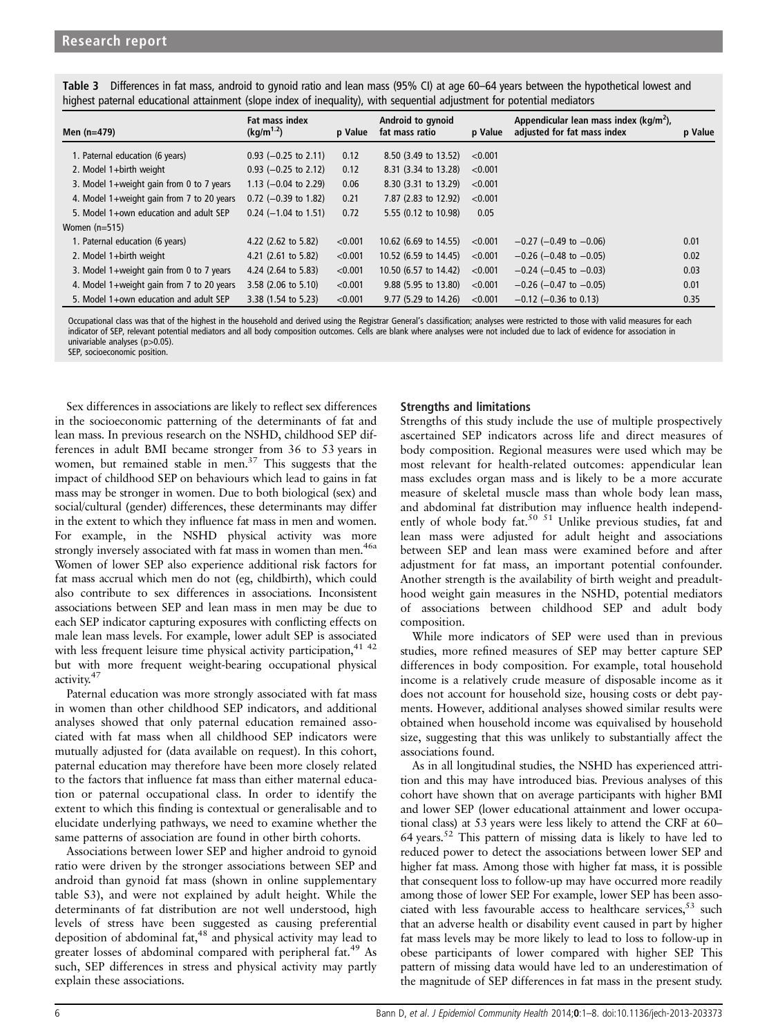**Table 3** Differences in fat mass, android to gynoid ratio and lean mass (95% CI) at age 60–64 years between the hypothetical lowest and highest paternal educational attainment (slope index of inequality), with sequential adjustment for potential mediators

| Men (n=479) | Fat mass index ($kg/m^{1.2}$) | p Value | Android to gynoid fat mass ratio | p Value | Appendicular lean mass index ($kg/m^2$), adjusted for fat mass index | p Value |
|---|---|---|---|---|---|---|
| 1. Paternal education (6 years) | 0.93 (−0.25 to 2.11) | 0.12 | 8.50 (3.49 to 13.52) | <0.001 | | |
| 2. Model 1+birth weight | 0.93 (−0.25 to 2.12) | 0.12 | 8.31 (3.34 to 13.28) | <0.001 | | |
| 3. Model 1+weight gain from 0 to 7 years | 1.13 (−0.04 to 2.29) | 0.06 | 8.30 (3.31 to 13.29) | <0.001 | | |
| 4. Model 1+weight gain from 7 to 20 years | 0.72 (−0.39 to 1.82) | 0.21 | 7.87 (2.83 to 12.92) | <0.001 | | |
| 5. Model 1+own education and adult SEP | 0.24 (−1.04 to 1.51) | 0.72 | 5.55 (0.12 to 10.98) | 0.05 | | |
| Women (n=515) | | | | | | |
| 1. Paternal education (6 years) | 4.22 (2.62 to 5.82) | <0.001 | 10.62 (6.69 to 14.55) | <0.001 | −0.27 (−0.49 to −0.06) | 0.01 |
| 2. Model 1+birth weight | 4.21 (2.61 to 5.82) | <0.001 | 10.52 (6.59 to 14.45) | <0.001 | −0.26 (−0.48 to −0.05) | 0.02 |
| 3. Model 1+weight gain from 0 to 7 years | 4.24 (2.64 to 5.83) | <0.001 | 10.50 (6.57 to 14.42) | <0.001 | −0.24 (−0.45 to −0.03) | 0.03 |
| 4. Model 1+weight gain from 7 to 20 years | 3.58 (2.06 to 5.10) | <0.001 | 9.88 (5.95 to 13.80) | <0.001 | −0.26 (−0.47 to −0.05) | 0.01 |
| 5. Model 1+own education and adult SEP | 3.38 (1.54 to 5.23) | <0.001 | 9.77 (5.29 to 14.26) | <0.001 | −0.12 (−0.36 to 0.13) | 0.35 |

Occupational class was that of the highest in the household and derived using the Registrar General's classification; analyses were restricted to those with valid measures for each indicator of SEP, relevant potential mediators and all body composition outcomes. Cells are blank where analyses were not included due to lack of evidence for association in univariable analyses (p>0.05).
SEP, socioeconomic position.

Sex differences in associations are likely to reflect sex differences in the socioeconomic patterning of the determinants of fat and lean mass. In previous research on the NSHD, childhood SEP differences in adult BMI became stronger from 36 to 53 years in women, but remained stable in men.[37] This suggests that the impact of childhood SEP on behaviours which lead to gains in fat mass may be stronger in women. Due to both biological (sex) and social/cultural (gender) differences, these determinants may differ in the extent to which they influence fat mass in men and women. For example, in the NSHD physical activity was more strongly inversely associated with fat mass in women than men.[46a] Women of lower SEP also experience additional risk factors for fat mass accrual which men do not (eg, childbirth), which could also contribute to sex differences in associations. Inconsistent associations between SEP and lean mass in men may be due to each SEP indicator capturing exposures with conflicting effects on male lean mass levels. For example, lower adult SEP is associated with less frequent leisure time physical activity participation,[41 42] but with more frequent weight-bearing occupational physical activity.[47]

Paternal education was more strongly associated with fat mass in women than other childhood SEP indicators, and additional analyses showed that only paternal education remained associated with fat mass when all childhood SEP indicators were mutually adjusted for (data available on request). In this cohort, paternal education may therefore have been more closely related to the factors that influence fat mass than either maternal education or paternal occupational class. In order to identify the extent to which this finding is contextual or generalisable and to elucidate underlying pathways, we need to examine whether the same patterns of association are found in other birth cohorts.

Associations between lower SEP and higher android to gynoid ratio were driven by the stronger associations between SEP and android than gynoid fat mass (shown in online supplementary table S3), and were not explained by adult height. While the determinants of fat distribution are not well understood, high levels of stress have been suggested as causing preferential deposition of abdominal fat,[48] and physical activity may lead to greater losses of abdominal compared with peripheral fat.[49] As such, SEP differences in stress and physical activity may partly explain these associations.

### Strengths and limitations

Strengths of this study include the use of multiple prospectively ascertained SEP indicators across life and direct measures of body composition. Regional measures were used which may be most relevant for health-related outcomes: appendicular lean mass excludes organ mass and is likely to be a more accurate measure of skeletal muscle mass than whole body lean mass, and abdominal fat distribution may influence health independently of whole body fat.[50 51] Unlike previous studies, fat and lean mass were adjusted for adult height and associations between SEP and lean mass were examined before and after adjustment for fat mass, an important potential confounder. Another strength is the availability of birth weight and preadulthood weight gain measures in the NSHD, potential mediators of associations between childhood SEP and adult body composition.

While more indicators of SEP were used than in previous studies, more refined measures of SEP may better capture SEP differences in body composition. For example, total household income is a relatively crude measure of disposable income as it does not account for household size, housing costs or debt payments. However, additional analyses showed similar results were obtained when household income was equivalised by household size, suggesting that this was unlikely to substantially affect the associations found.

As in all longitudinal studies, the NSHD has experienced attrition and this may have introduced bias. Previous analyses of this cohort have shown that on average participants with higher BMI and lower SEP (lower educational attainment and lower occupational class) at 53 years were less likely to attend the CRF at 60–64 years.[52] This pattern of missing data is likely to have led to reduced power to detect the associations between lower SEP and higher fat mass. Among those with higher fat mass, it is possible that consequent loss to follow-up may have occurred more readily among those of lower SEP. For example, lower SEP has been associated with less favourable access to healthcare services,[53] such that an adverse health or disability event caused in part by higher fat mass levels may be more likely to lead to loss to follow-up in obese participants of lower compared with higher SEP. This pattern of missing data would have led to an underestimation of the magnitude of SEP differences in fat mass in the present study.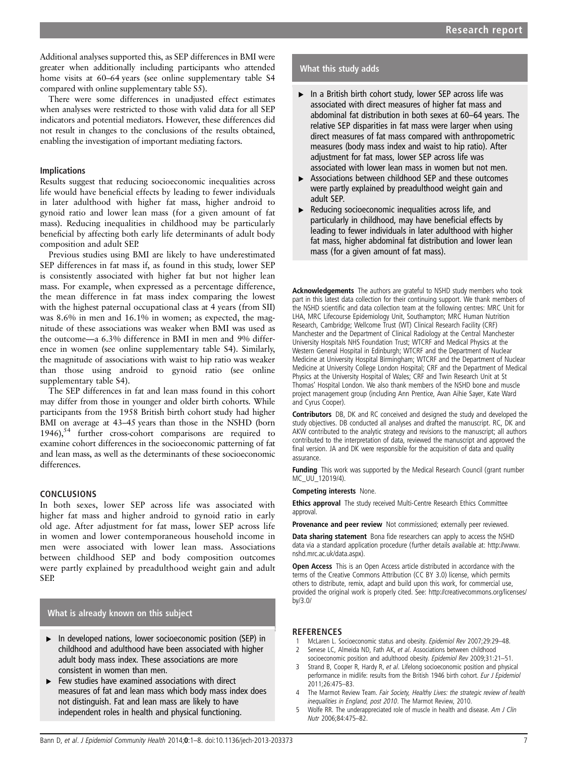Additional analyses supported this, as SEP differences in BMI were greater when additionally including participants who attended home visits at 60–64 years (see online supplementary table S4 compared with online supplementary table S5).

There were some differences in unadjusted effect estimates when analyses were restricted to those with valid data for all SEP indicators and potential mediators. However, these differences did not result in changes to the conclusions of the results obtained, enabling the investigation of important mediating factors.

### Implications

Results suggest that reducing socioeconomic inequalities across life would have beneficial effects by leading to fewer individuals in later adulthood with higher fat mass, higher android to gynoid ratio and lower lean mass (for a given amount of fat mass). Reducing inequalities in childhood may be particularly beneficial by affecting both early life determinants of adult body composition and adult SEP.

Previous studies using BMI are likely to have underestimated SEP differences in fat mass if, as found in this study, lower SEP is consistently associated with higher fat but not higher lean mass. For example, when expressed as a percentage difference, the mean difference in fat mass index comparing the lowest with the highest paternal occupational class at 4 years (from SII) was 8.6% in men and 16.1% in women; as expected, the magnitude of these associations was weaker when BMI was used as the outcome—a 6.3% difference in BMI in men and 9% difference in women (see online supplementary table S4). Similarly, the magnitude of associations with waist to hip ratio was weaker than those using android to gynoid ratio (see online supplementary table S4).

The SEP differences in fat and lean mass found in this cohort may differ from those in younger and older birth cohorts. While participants from the 1958 British birth cohort study had higher BMI on average at 43–45 years than those in the NSHD (born 1946),[54] further cross-cohort comparisons are required to examine cohort differences in the socioeconomic patterning of fat and lean mass, as well as the determinants of these socioeconomic differences.

## CONCLUSIONS

In both sexes, lower SEP across life was associated with higher fat mass and higher android to gynoid ratio in early old age. After adjustment for fat mass, lower SEP across life in women and lower contemporaneous household income in men were associated with lower lean mass. Associations between childhood SEP and body composition outcomes were partly explained by preadulthood weight gain and adult SEP.

### What is already known on this subject

- In developed nations, lower socioeconomic position (SEP) in childhood and adulthood have been associated with higher adult body mass index. These associations are more consistent in women than men.
- Few studies have examined associations with direct measures of fat and lean mass which body mass index does not distinguish. Fat and lean mass are likely to have independent roles in health and physical functioning.

### What this study adds

- In a British birth cohort study, lower SEP across life was associated with direct measures of higher fat mass and abdominal fat distribution in both sexes at 60–64 years. The relative SEP disparities in fat mass were larger when using direct measures of fat mass compared with anthropometric measures (body mass index and waist to hip ratio). After adjustment for fat mass, lower SEP across life was associated with lower lean mass in women but not men.
- Associations between childhood SEP and these outcomes were partly explained by preadulthood weight gain and adult SEP.
- Reducing socioeconomic inequalities across life, and particularly in childhood, may have beneficial effects by leading to fewer individuals in later adulthood with higher fat mass, higher abdominal fat distribution and lower lean mass (for a given amount of fat mass).

**Acknowledgements** The authors are grateful to NSHD study members who took part in this latest data collection for their continuing support. We thank members of the NSHD scientific and data collection team at the following centres: MRC Unit for LHA, MRC Lifecourse Epidemiology Unit, Southampton; MRC Human Nutrition Research, Cambridge; Wellcome Trust (WT) Clinical Research Facility (CRF) Manchester and the Department of Clinical Radiology at the Central Manchester University Hospitals NHS Foundation Trust; WTCRF and Medical Physics at the Western General Hospital in Edinburgh; WTCRF and the Department of Nuclear Medicine at University Hospital Birmingham; WTCRF and the Department of Nuclear Medicine at University College London Hospital; CRF and the Department of Medical Physics at the University Hospital of Wales; CRF and Twin Research Unit at St Thomas' Hospital London. We also thank members of the NSHD bone and muscle project management group (including Ann Prentice, Avan Aihie Sayer, Kate Ward and Cyrus Cooper).

**Contributors** DB, DK and RC conceived and designed the study and developed the study objectives. DB conducted all analyses and drafted the manuscript. RC, DK and AKW contributed to the analytic strategy and revisions to the manuscript; all authors contributed to the interpretation of data, reviewed the manuscript and approved the final version. JA and DK were responsible for the acquisition of data and quality assurance.

**Funding** This work was supported by the Medical Research Council (grant number MC_UU_12019/4).

**Competing interests** None.

**Ethics approval** The study received Multi-Centre Research Ethics Committee approval.

**Provenance and peer review** Not commissioned; externally peer reviewed.

**Data sharing statement** Bona fide researchers can apply to access the NSHD data via a standard application procedure (further details available at: http://www.nshd.mrc.ac.uk/data.aspx).

**Open Access** This is an Open Access article distributed in accordance with the terms of the Creative Commons Attribution (CC BY 3.0) license, which permits others to distribute, remix, adapt and build upon this work, for commercial use, provided the original work is properly cited. See: http://creativecommons.org/licenses/by/3.0/

## REFERENCES

1. McLaren L. Socioeconomic status and obesity. *Epidemiol Rev* 2007;29:29–48.
2. Senese LC, Almeida ND, Fath AK, *et al*. Associations between childhood socioeconomic position and adulthood obesity. *Epidemiol Rev* 2009;31:21–51.
3. Strand B, Cooper R, Hardy R, *et al*. Lifelong socioeconomic position and physical performance in midlife: results from the British 1946 birth cohort. *Eur J Epidemiol* 2011;26:475–83.
4. The Marmot Review Team. *Fair Society, Healthy Lives: the strategic review of health inequalities in England, post 2010*. The Marmot Review, 2010.
5. Wolfe RR. The underappreciated role of muscle in health and disease. *Am J Clin Nutr* 2006;84:475–82.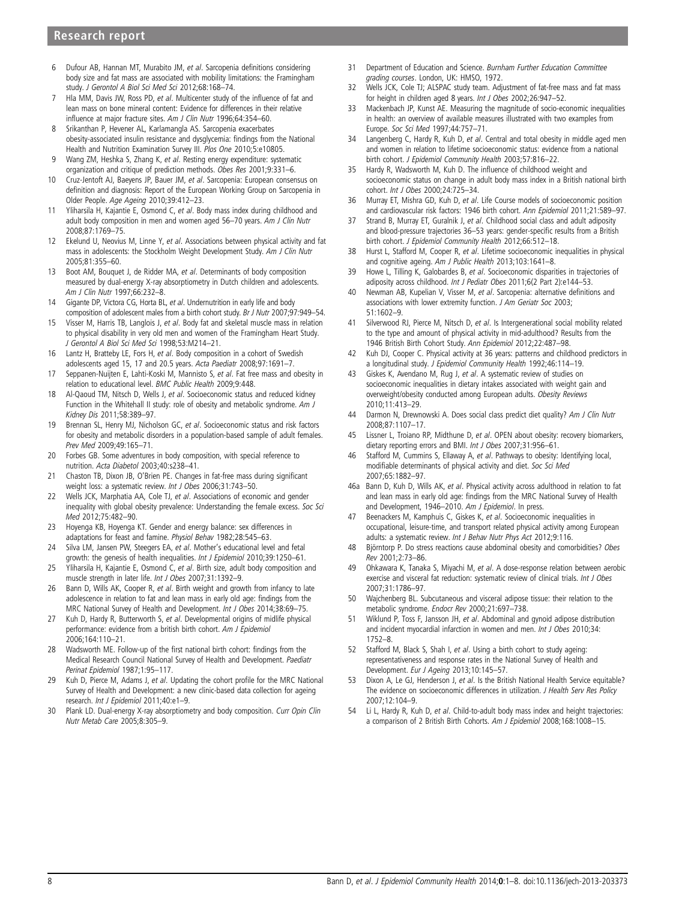6. Dufour AB, Hannan MT, Murabito JM, *et al*. Sarcopenia definitions considering body size and fat mass are associated with mobility limitations: the Framingham study. *J Gerontol A Biol Sci Med Sci* 2012;68:168–74.
7. Hla MM, Davis JW, Ross PD, *et al*. Multicenter study of the influence of fat and lean mass on bone mineral content: Evidence for differences in their relative influence at major fracture sites. *Am J Clin Nutr* 1996;64:354–60.
8. Srikanthan P, Hevener AL, Karlamangla AS. Sarcopenia exacerbates obesity-associated insulin resistance and dysglycemia: findings from the National Health and Nutrition Examination Survey III. *Plos One* 2010;5:e10805.
9. Wang ZM, Heshka S, Zhang K, *et al*. Resting energy expenditure: systematic organization and critique of prediction methods. *Obes Res* 2001;9:331–6.
10. Cruz-Jentoft AJ, Baeyens JP, Bauer JM, *et al*. Sarcopenia: European consensus on definition and diagnosis: Report of the European Working Group on Sarcopenia in Older People. *Age Ageing* 2010;39:412–23.
11. Yliharsila H, Kajantie E, Osmond C, *et al*. Body mass index during childhood and adult body composition in men and women aged 56–70 years. *Am J Clin Nutr* 2008;87:1769–75.
12. Ekelund U, Neovius M, Linne Y, *et al*. Associations between physical activity and fat mass in adolescents: the Stockholm Weight Development Study. *Am J Clin Nutr* 2005;81:355–60.
13. Boot AM, Bouquet J, de Ridder MA, *et al*. Determinants of body composition measured by dual-energy X-ray absorptiometry in Dutch children and adolescents. *Am J Clin Nutr* 1997;66:232–8.
14. Gigante DP, Victora CG, Horta BL, *et al*. Undernutrition in early life and body composition of adolescent males from a birth cohort study. *Br J Nutr* 2007;97:949–54.
15. Visser M, Harris TB, Langlois J, *et al*. Body fat and skeletal muscle mass in relation to physical disability in very old men and women of the Framingham Heart Study. *J Gerontol A Biol Sci Med Sci* 1998;53:M214–21.
16. Lantz H, Bratteby LE, Fors H, *et al*. Body composition in a cohort of Swedish adolescents aged 15, 17 and 20.5 years. *Acta Paediatr* 2008;97:1691–7.
17. Seppanen-Nuijten E, Lahti-Koski M, Mannisto S, *et al*. Fat free mass and obesity in relation to educational level. *BMC Public Health* 2009;9:448.
18. Al-Qaoud TM, Nitsch D, Wells J, *et al*. Socioeconomic status and reduced kidney Function in the Whitehall II study: role of obesity and metabolic syndrome. *Am J Kidney Dis* 2011;58:389–97.
19. Brennan SL, Henry MJ, Nicholson GC, *et al*. Socioeconomic status and risk factors for obesity and metabolic disorders in a population-based sample of adult females. *Prev Med* 2009;49:165–71.
20. Forbes GB. Some adventures in body composition, with special reference to nutrition. *Acta Diabetol* 2003;40:s238–41.
21. Chaston TB, Dixon JB, O'Brien PE. Changes in fat-free mass during significant weight loss: a systematic review. *Int J Obes* 2006;31:743–50.
22. Wells JCK, Marphatia AA, Cole TJ, *et al*. Associations of economic and gender inequality with global obesity prevalence: Understanding the female excess. *Soc Sci Med* 2012;75:482–90.
23. Hoyenga KB, Hoyenga KT. Gender and energy balance: sex differences in adaptations for feast and famine. *Physiol Behav* 1982;28:545–63.
24. Silva LM, Jansen PW, Steegers EA, *et al*. Mother's educational level and fetal growth: the genesis of health inequalities. *Int J Epidemiol* 2010;39:1250–61.
25. Yliharsila H, Kajantie E, Osmond C, *et al*. Birth size, adult body composition and muscle strength in later life. *Int J Obes* 2007;31:1392–9.
26. Bann D, Wills AK, Cooper R, *et al*. Birth weight and growth from infancy to late adolescence in relation to fat and lean mass in early old age: findings from the MRC National Survey of Health and Development. *Int J Obes* 2014;38:69–75.
27. Kuh D, Hardy R, Butterworth S, *et al*. Developmental origins of midlife physical performance: evidence from a british birth cohort. *Am J Epidemiol* 2006;164:110–21.
28. Wadsworth ME. Follow-up of the first national birth cohort: findings from the Medical Research Council National Survey of Health and Development. *Paediatr Perinat Epidemiol* 1987;1:95–117.
29. Kuh D, Pierce M, Adams J, *et al*. Updating the cohort profile for the MRC National Survey of Health and Development: a new clinic-based data collection for ageing research. *Int J Epidemiol* 2011;40:e1–9.
30. Plank LD. Dual-energy X-ray absorptiometry and body composition. *Curr Opin Clin Nutr Metab Care* 2005;8:305–9.
31. Department of Education and Science. *Burnham Further Education Committee grading courses*. London, UK: HMSO, 1972.
32. Wells JCK, Cole TJ; ALSPAC study team. Adjustment of fat-free mass and fat mass for height in children aged 8 years. *Int J Obes* 2002;26:947–52.
33. Mackenbach JP, Kunst AE. Measuring the magnitude of socio-economic inequalities in health: an overview of available measures illustrated with two examples from Europe. *Soc Sci Med* 1997;44:757–71.
34. Langenberg C, Hardy R, Kuh D, *et al*. Central and total obesity in middle aged men and women in relation to lifetime socioeconomic status: evidence from a national birth cohort. *J Epidemiol Community Health* 2003;57:816–22.
35. Hardy R, Wadsworth M, Kuh D. The influence of childhood weight and socioeconomic status on change in adult body mass index in a British national birth cohort. *Int J Obes* 2000;24:725–34.
36. Murray ET, Mishra GD, Kuh D, *et al*. Life Course models of socioeconomic position and cardiovascular risk factors: 1946 birth cohort. *Ann Epidemiol* 2011;21:589–97.
37. Strand B, Murray ET, Guralnik J, *et al*. Childhood social class and adult adiposity and blood-pressure trajectories 36–53 years: gender-specific results from a British birth cohort. *J Epidemiol Community Health* 2012;66:512–18.
38. Hurst L, Stafford M, Cooper R, *et al*. Lifetime socioeconomic inequalities in physical and cognitive ageing. *Am J Public Health* 2013;103:1641–8.
39. Howe L, Tilling K, Galobardes B, *et al*. Socioeconomic disparities in trajectories of adiposity across childhood. *Int J Pediatr Obes* 2011;6(2 Part 2):e144–53.
40. Newman AB, Kupelian V, Visser M, *et al*. Sarcopenia: alternative definitions and associations with lower extremity function. *J Am Geriatr Soc* 2003; 51:1602–9.
41. Silverwood RJ, Pierce M, Nitsch D, *et al*. Is Intergenerational social mobility related to the type and amount of physical activity in mid-adulthood? Results from the 1946 British Birth Cohort Study. *Ann Epidemiol* 2012;22:487–98.
42. Kuh DJ, Cooper C. Physical activity at 36 years: patterns and childhood predictors in a longitudinal study. *J Epidemiol Community Health* 1992;46:114–19.
43. Giskes K, Avendano M, Rug J, *et al*. A systematic review of studies on socioeconomic inequalities in dietary intakes associated with weight gain and overweight/obesity conducted among European adults. *Obesity Reviews* 2010;11:413–29.
44. Darmon N, Drewnowski A. Does social class predict diet quality? *Am J Clin Nutr* 2008;87:1107–17.
45. Lissner L, Troiano RP, Midthune D, *et al*. OPEN about obesity: recovery biomarkers, dietary reporting errors and BMI. *Int J Obes* 2007;31:956–61.
46. Stafford M, Cummins S, Ellaway A, *et al*. Pathways to obesity: Identifying local, modifiable determinants of physical activity and diet. *Soc Sci Med* 2007;65:1882–97.

46a. Bann D, Kuh D, Wills AK, *et al*. Physical activity across adulthood in relation to fat and lean mass in early old age: findings from the MRC National Survey of Health and Development, 1946–2010. *Am J Epidemiol*. In press.

47. Beenackers M, Kamphuis C, Giskes K, *et al*. Socioeconomic inequalities in occupational, leisure-time, and transport related physical activity among European adults: a systematic review. *Int J Behav Nutr Phys Act* 2012;9:116.
48. Björntorp P. Do stress reactions cause abdominal obesity and comorbidities? *Obes Rev* 2001;2:73–86.
49. Ohkawara K, Tanaka S, Miyachi M, *et al*. A dose-response relation between aerobic exercise and visceral fat reduction: systematic review of clinical trials. *Int J Obes* 2007;31:1786–97.
50. Wajchenberg BL. Subcutaneous and visceral adipose tissue: their relation to the metabolic syndrome. *Endocr Rev* 2000;21:697–738.
51. Wiklund P, Toss F, Jansson JH, *et al*. Abdominal and gynoid adipose distribution and incident myocardial infarction in women and men. *Int J Obes* 2010;34: 1752–8.
52. Stafford M, Black S, Shah I, *et al*. Using a birth cohort to study ageing: representativeness and response rates in the National Survey of Health and Development. *Eur J Ageing* 2013;10:145–57.
53. Dixon A, Le GJ, Henderson J, *et al*. Is the British National Health Service equitable? The evidence on socioeconomic differences in utilization. *J Health Serv Res Policy* 2007;12:104–9.
54. Li L, Hardy R, Kuh D, *et al*. Child-to-adult body mass index and height trajectories: a comparison of 2 British Birth Cohorts. *Am J Epidemiol* 2008;168:1008–15.